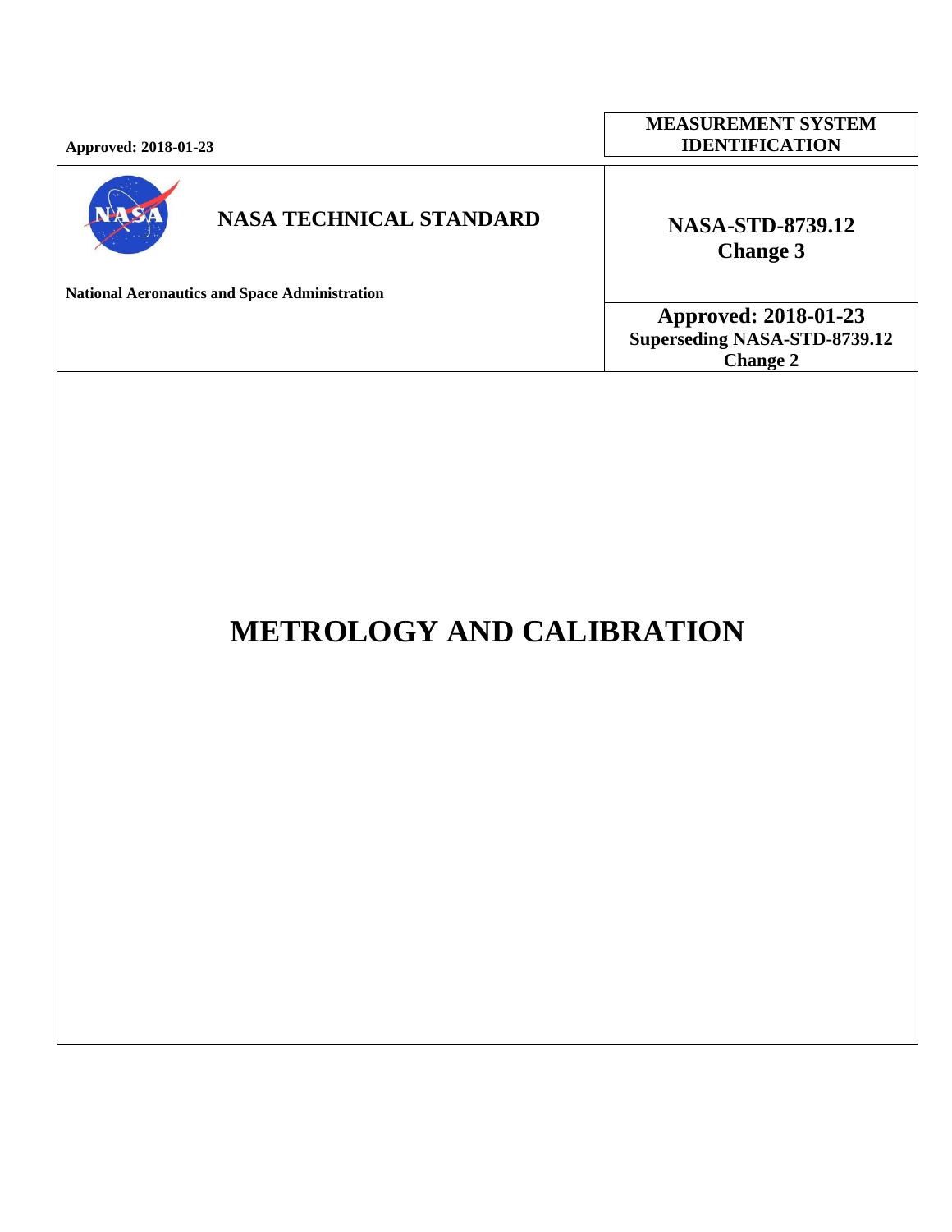**Approved: 2018-01-23**

**MEASUREMENT SYSTEM IDENTIFICATION**

**NASA TECHNICAL STANDARD**

**National Aeronautics and Space Administration**

**NASA-STD-8739.12**
**Change 3**

**Approved: 2018-01-23**
**Superseding NASA-STD-8739.12 Change 2**

# METROLOGY AND CALIBRATION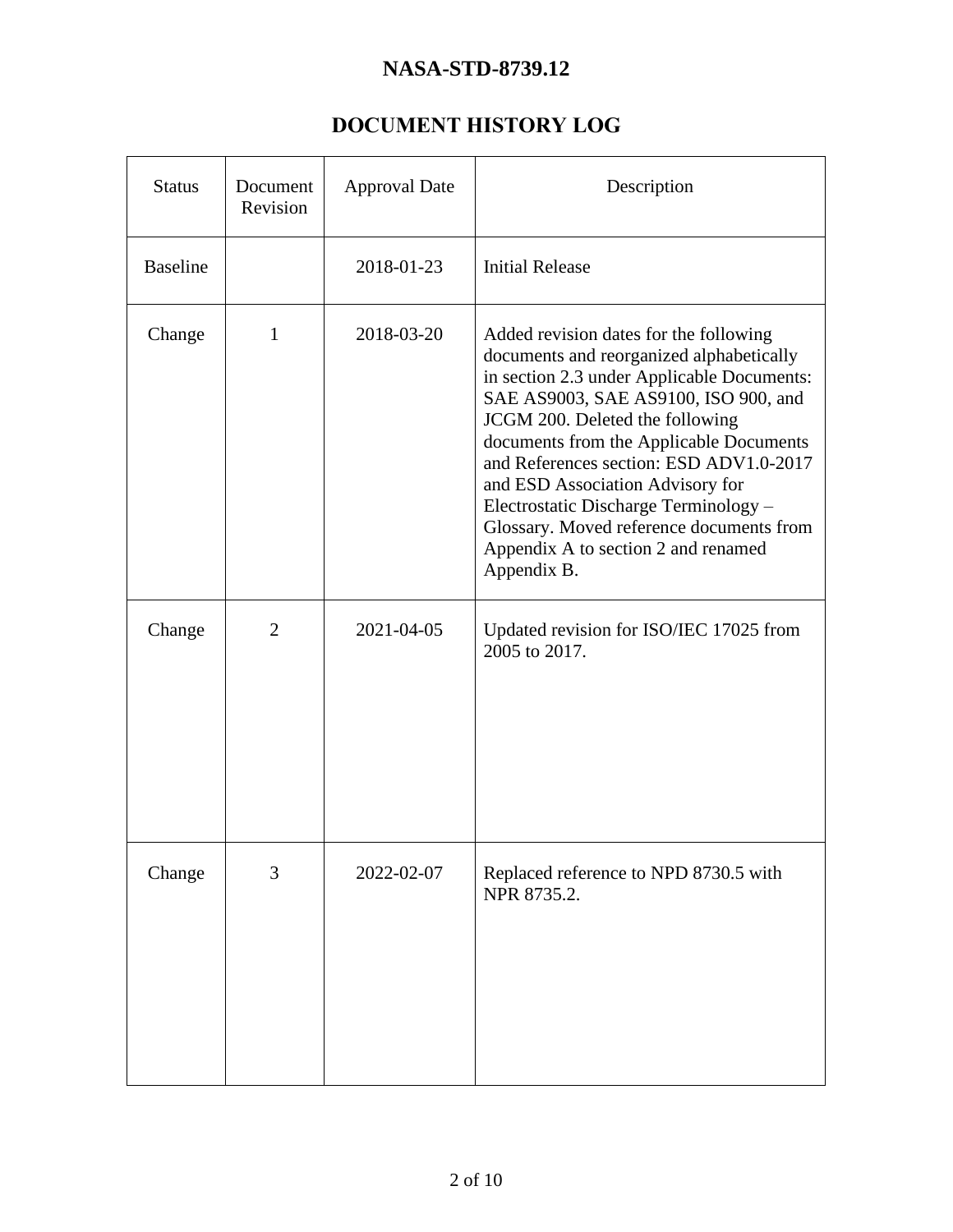# DOCUMENT HISTORY LOG

| Status | Document Revision | Approval Date | Description |
|---|---|---|---|
| Baseline | | 2018-01-23 | Initial Release |
| Change | 1 | 2018-03-20 | Added revision dates for the following documents and reorganized alphabetically in section 2.3 under Applicable Documents: SAE AS9003, SAE AS9100, ISO 900, and JCGM 200. Deleted the following documents from the Applicable Documents and References section: ESD ADV1.0-2017 and ESD Association Advisory for Electrostatic Discharge Terminology – Glossary. Moved reference documents from Appendix A to section 2 and renamed Appendix B. |
| Change | 2 | 2021-04-05 | Updated revision for ISO/IEC 17025 from 2005 to 2017. |
| Change | 3 | 2022-02-07 | Replaced reference to NPD 8730.5 with NPR 8735.2. |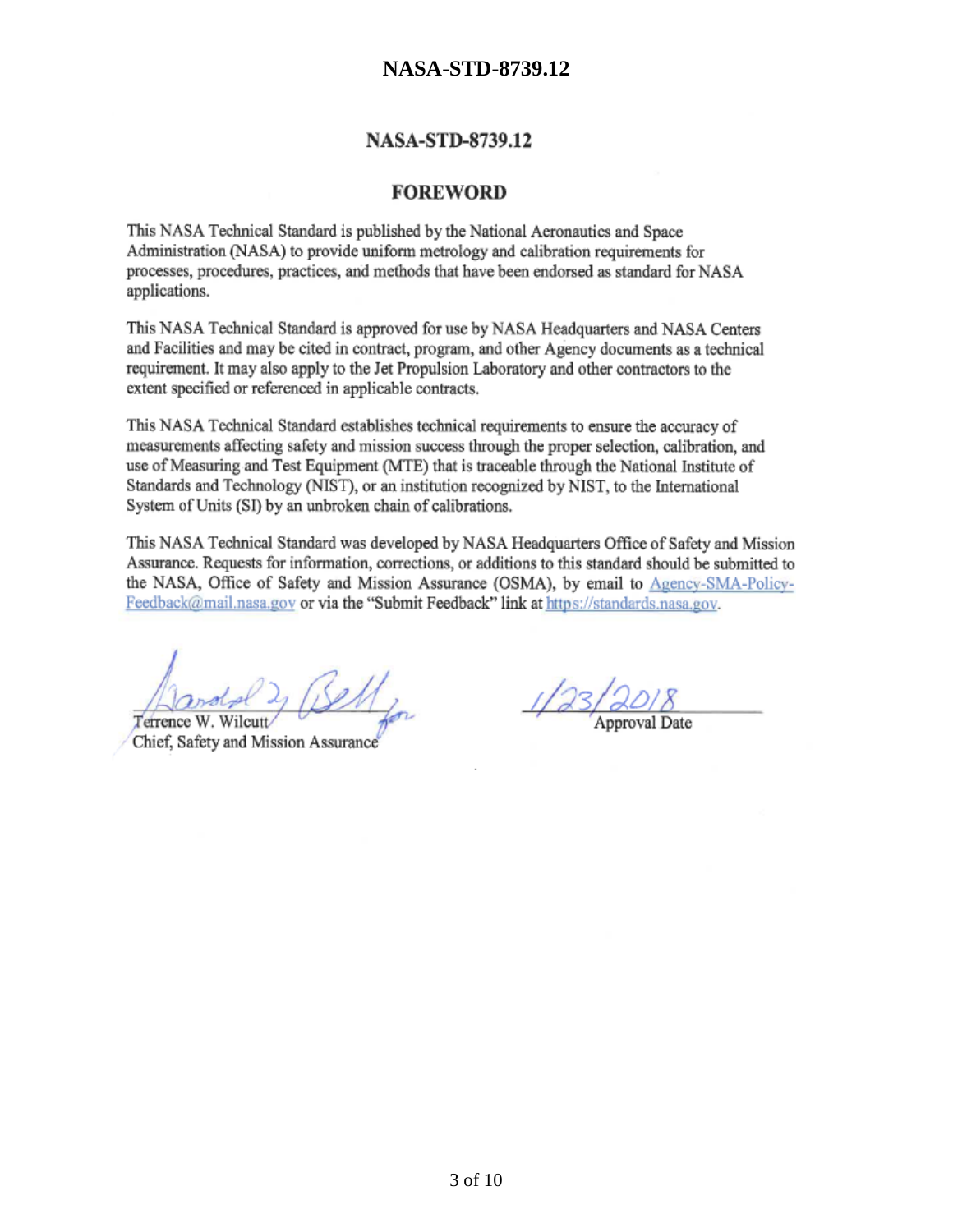# NASA-STD-8739.12

## FOREWORD

This NASA Technical Standard is published by the National Aeronautics and Space Administration (NASA) to provide uniform metrology and calibration requirements for processes, procedures, practices, and methods that have been endorsed as standard for NASA applications.

This NASA Technical Standard is approved for use by NASA Headquarters and NASA Centers and Facilities and may be cited in contract, program, and other Agency documents as a technical requirement. It may also apply to the Jet Propulsion Laboratory and other contractors to the extent specified or referenced in applicable contracts.

This NASA Technical Standard establishes technical requirements to ensure the accuracy of measurements affecting safety and mission success through the proper selection, calibration, and use of Measuring and Test Equipment (MTE) that is traceable through the National Institute of Standards and Technology (NIST), or an institution recognized by NIST, to the International System of Units (SI) by an unbroken chain of calibrations.

This NASA Technical Standard was developed by NASA Headquarters Office of Safety and Mission Assurance. Requests for information, corrections, or additions to this standard should be submitted to the NASA, Office of Safety and Mission Assurance (OSMA), by email to Agency-SMA-Policy-Feedback@mail.nasa.gov or via the "Submit Feedback" link at https://standards.nasa.gov.

Randall L. Bell for
Terrence W. Wilcutt
Chief, Safety and Mission Assurance

1/23/2018
Approval Date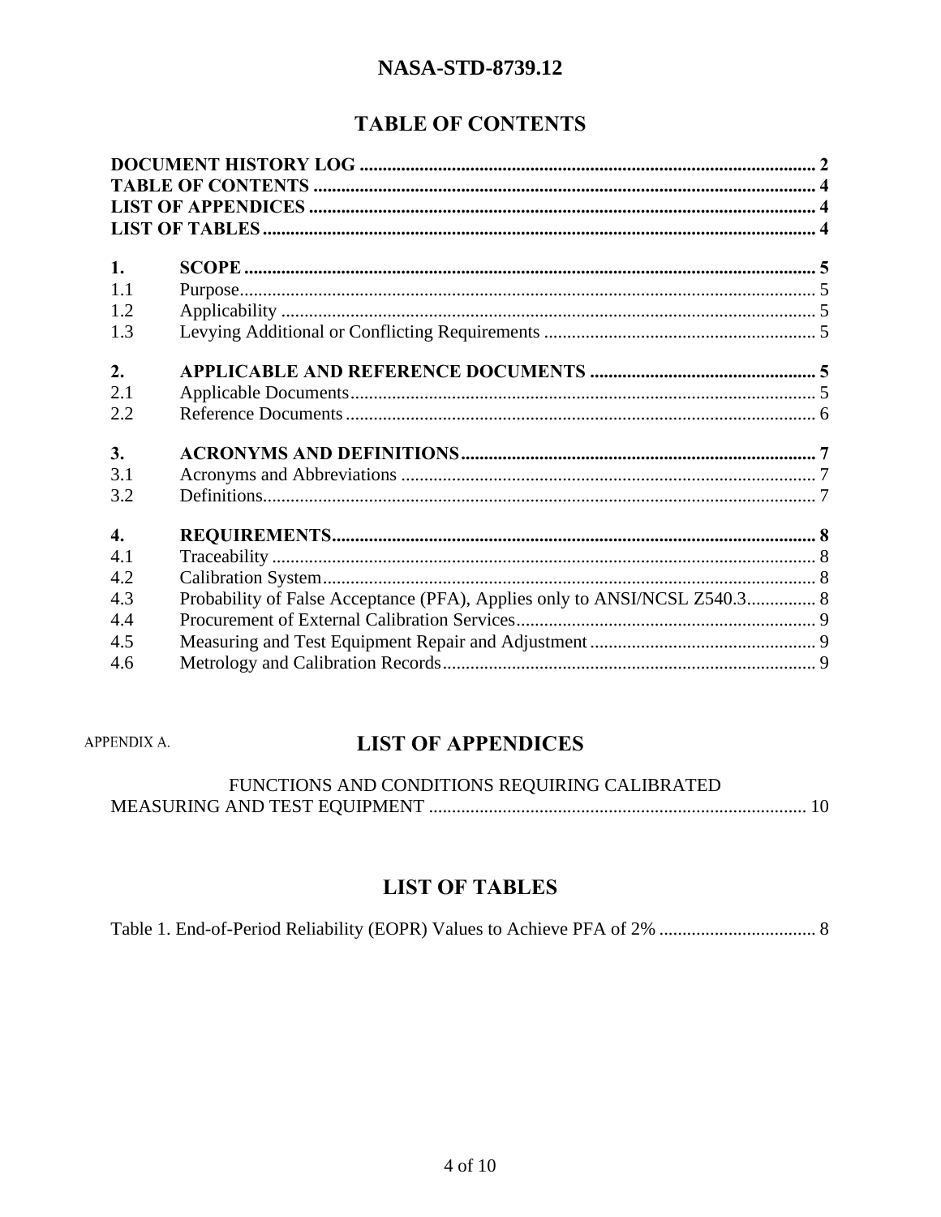## TABLE OF CONTENTS

**DOCUMENT HISTORY LOG** .................................................. 2
**TABLE OF CONTENTS** .................................................. 4
**LIST OF APPENDICES** .................................................. 4
**LIST OF TABLES** .................................................. 4

**1. SCOPE** .................................................. 5
1.1 Purpose .................................................. 5
1.2 Applicability .................................................. 5
1.3 Levying Additional or Conflicting Requirements .................................................. 5

**2. APPLICABLE AND REFERENCE DOCUMENTS** .................................................. 5
2.1 Applicable Documents .................................................. 5
2.2 Reference Documents .................................................. 6

**3. ACRONYMS AND DEFINITIONS** .................................................. 7
3.1 Acronyms and Abbreviations .................................................. 7
3.2 Definitions .................................................. 7

**4. REQUIREMENTS** .................................................. 8
4.1 Traceability .................................................. 8
4.2 Calibration System .................................................. 8
4.3 Probability of False Acceptance (PFA), Applies only to ANSI/NCSL Z540.3 .................................................. 8
4.4 Procurement of External Calibration Services .................................................. 9
4.5 Measuring and Test Equipment Repair and Adjustment .................................................. 9
4.6 Metrology and Calibration Records .................................................. 9

## LIST OF APPENDICES

APPENDIX A. FUNCTIONS AND CONDITIONS REQUIRING CALIBRATED MEASURING AND TEST EQUIPMENT .................................................. 10

## LIST OF TABLES

Table 1. End-of-Period Reliability (EOPR) Values to Achieve PFA of 2% .................................................. 8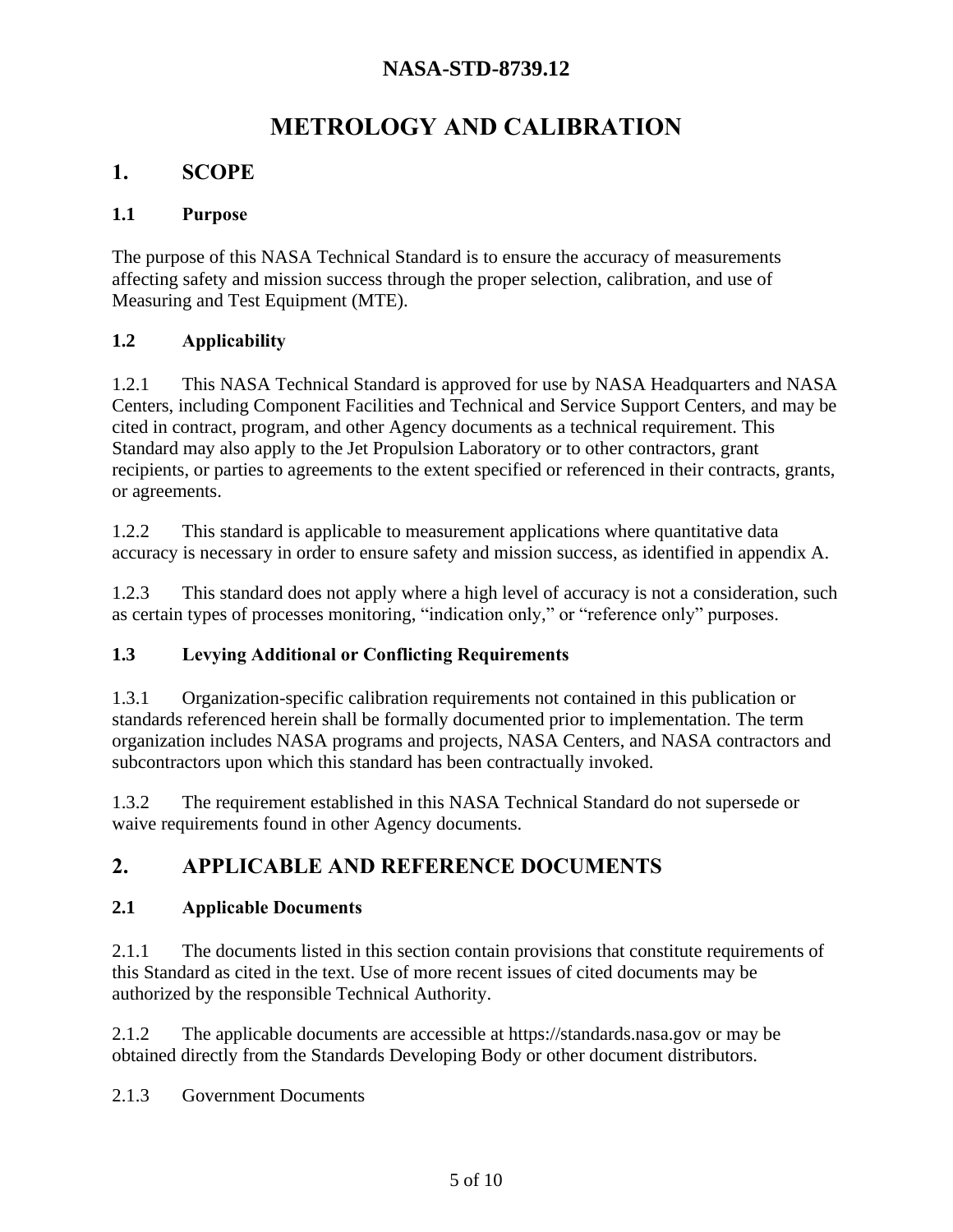# METROLOGY AND CALIBRATION

## 1. SCOPE

### 1.1 Purpose

The purpose of this NASA Technical Standard is to ensure the accuracy of measurements affecting safety and mission success through the proper selection, calibration, and use of Measuring and Test Equipment (MTE).

### 1.2 Applicability

1.2.1 This NASA Technical Standard is approved for use by NASA Headquarters and NASA Centers, including Component Facilities and Technical and Service Support Centers, and may be cited in contract, program, and other Agency documents as a technical requirement. This Standard may also apply to the Jet Propulsion Laboratory or to other contractors, grant recipients, or parties to agreements to the extent specified or referenced in their contracts, grants, or agreements.

1.2.2 This standard is applicable to measurement applications where quantitative data accuracy is necessary in order to ensure safety and mission success, as identified in appendix A.

1.2.3 This standard does not apply where a high level of accuracy is not a consideration, such as certain types of processes monitoring, "indication only," or "reference only" purposes.

### 1.3 Levying Additional or Conflicting Requirements

1.3.1 Organization-specific calibration requirements not contained in this publication or standards referenced herein shall be formally documented prior to implementation. The term organization includes NASA programs and projects, NASA Centers, and NASA contractors and subcontractors upon which this standard has been contractually invoked.

1.3.2 The requirement established in this NASA Technical Standard do not supersede or waive requirements found in other Agency documents.

## 2. APPLICABLE AND REFERENCE DOCUMENTS

### 2.1 Applicable Documents

2.1.1 The documents listed in this section contain provisions that constitute requirements of this Standard as cited in the text. Use of more recent issues of cited documents may be authorized by the responsible Technical Authority.

2.1.2 The applicable documents are accessible at https://standards.nasa.gov or may be obtained directly from the Standards Developing Body or other document distributors.

2.1.3 Government Documents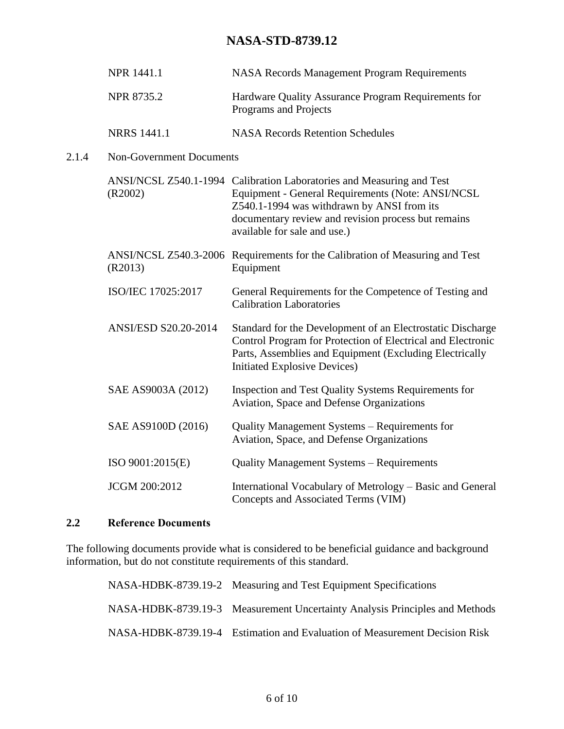| | |
|---|---|
| NPR 1441.1 | NASA Records Management Program Requirements |
| NPR 8735.2 | Hardware Quality Assurance Program Requirements for Programs and Projects |
| NRRS 1441.1 | NASA Records Retention Schedules |

2.1.4 Non-Government Documents

| | |
|---|---|
| ANSI/NCSL Z540.1-1994 (R2002) | Calibration Laboratories and Measuring and Test Equipment - General Requirements (Note: ANSI/NCSL Z540.1-1994 was withdrawn by ANSI from its documentary review and revision process but remains available for sale and use.) |
| ANSI/NCSL Z540.3-2006 (R2013) | Requirements for the Calibration of Measuring and Test Equipment |
| ISO/IEC 17025:2017 | General Requirements for the Competence of Testing and Calibration Laboratories |
| ANSI/ESD S20.20-2014 | Standard for the Development of an Electrostatic Discharge Control Program for Protection of Electrical and Electronic Parts, Assemblies and Equipment (Excluding Electrically Initiated Explosive Devices) |
| SAE AS9003A (2012) | Inspection and Test Quality Systems Requirements for Aviation, Space and Defense Organizations |
| SAE AS9100D (2016) | Quality Management Systems – Requirements for Aviation, Space, and Defense Organizations |
| ISO 9001:2015(E) | Quality Management Systems – Requirements |
| JCGM 200:2012 | International Vocabulary of Metrology – Basic and General Concepts and Associated Terms (VIM) |

## 2.2 Reference Documents

The following documents provide what is considered to be beneficial guidance and background information, but do not constitute requirements of this standard.

| | |
|---|---|
| NASA-HDBK-8739.19-2 | Measuring and Test Equipment Specifications |
| NASA-HDBK-8739.19-3 | Measurement Uncertainty Analysis Principles and Methods |
| NASA-HDBK-8739.19-4 | Estimation and Evaluation of Measurement Decision Risk |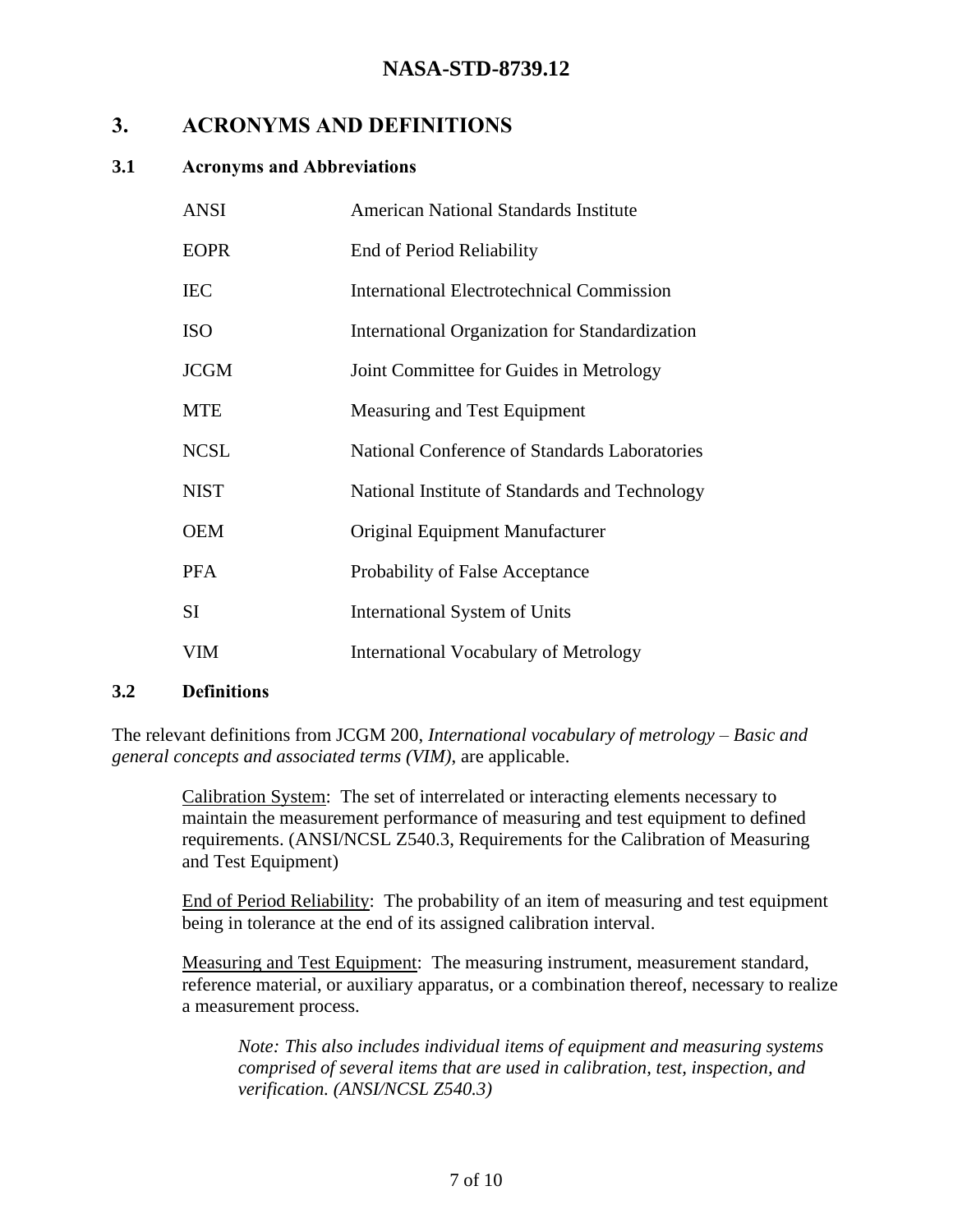# 3. ACRONYMS AND DEFINITIONS

## 3.1 Acronyms and Abbreviations

| | |
|---|---|
| ANSI | American National Standards Institute |
| EOPR | End of Period Reliability |
| IEC | International Electrotechnical Commission |
| ISO | International Organization for Standardization |
| JCGM | Joint Committee for Guides in Metrology |
| MTE | Measuring and Test Equipment |
| NCSL | National Conference of Standards Laboratories |
| NIST | National Institute of Standards and Technology |
| OEM | Original Equipment Manufacturer |
| PFA | Probability of False Acceptance |
| SI | International System of Units |
| VIM | International Vocabulary of Metrology |

## 3.2 Definitions

The relevant definitions from JCGM 200, *International vocabulary of metrology – Basic and general concepts and associated terms (VIM)*, are applicable.

Calibration System: The set of interrelated or interacting elements necessary to maintain the measurement performance of measuring and test equipment to defined requirements. (ANSI/NCSL Z540.3, Requirements for the Calibration of Measuring and Test Equipment)

End of Period Reliability: The probability of an item of measuring and test equipment being in tolerance at the end of its assigned calibration interval.

Measuring and Test Equipment: The measuring instrument, measurement standard, reference material, or auxiliary apparatus, or a combination thereof, necessary to realize a measurement process.

> *Note: This also includes individual items of equipment and measuring systems comprised of several items that are used in calibration, test, inspection, and verification. (ANSI/NCSL Z540.3)*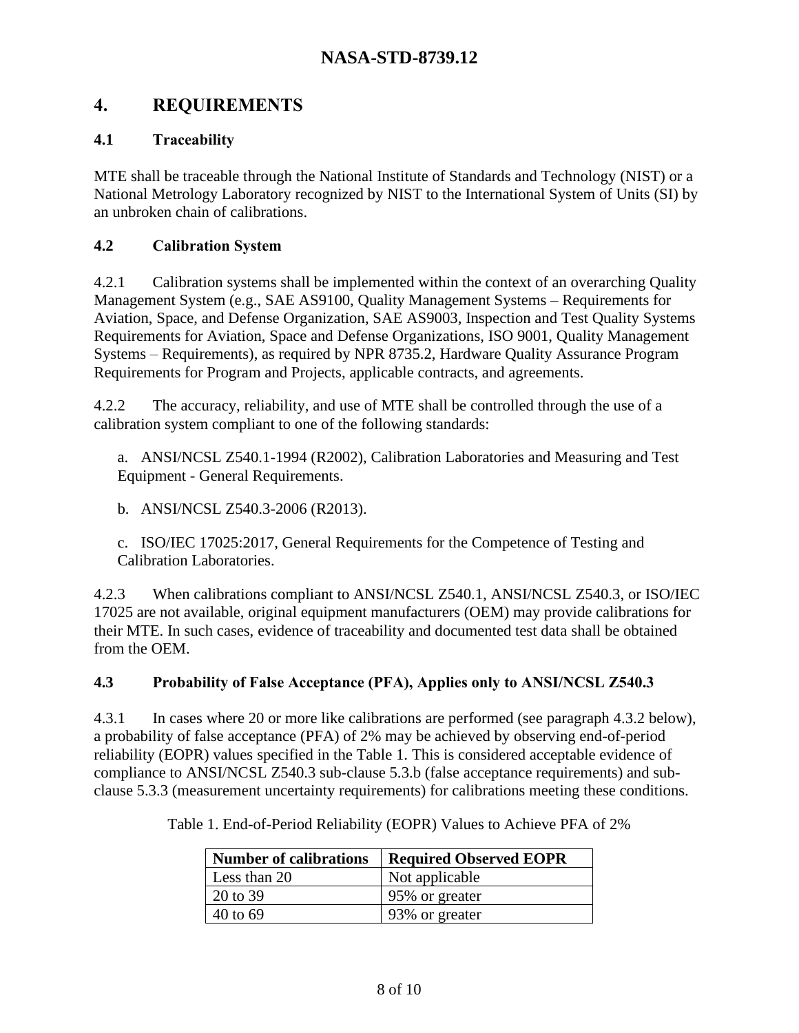# 4. REQUIREMENTS

## 4.1 Traceability

MTE shall be traceable through the National Institute of Standards and Technology (NIST) or a National Metrology Laboratory recognized by NIST to the International System of Units (SI) by an unbroken chain of calibrations.

## 4.2 Calibration System

4.2.1 Calibration systems shall be implemented within the context of an overarching Quality Management System (e.g., SAE AS9100, Quality Management Systems – Requirements for Aviation, Space, and Defense Organization, SAE AS9003, Inspection and Test Quality Systems Requirements for Aviation, Space and Defense Organizations, ISO 9001, Quality Management Systems – Requirements), as required by NPR 8735.2, Hardware Quality Assurance Program Requirements for Program and Projects, applicable contracts, and agreements.

4.2.2 The accuracy, reliability, and use of MTE shall be controlled through the use of a calibration system compliant to one of the following standards:

a. ANSI/NCSL Z540.1-1994 (R2002), Calibration Laboratories and Measuring and Test Equipment - General Requirements.

b. ANSI/NCSL Z540.3-2006 (R2013).

c. ISO/IEC 17025:2017, General Requirements for the Competence of Testing and Calibration Laboratories.

4.2.3 When calibrations compliant to ANSI/NCSL Z540.1, ANSI/NCSL Z540.3, or ISO/IEC 17025 are not available, original equipment manufacturers (OEM) may provide calibrations for their MTE. In such cases, evidence of traceability and documented test data shall be obtained from the OEM.

## 4.3 Probability of False Acceptance (PFA), Applies only to ANSI/NCSL Z540.3

4.3.1 In cases where 20 or more like calibrations are performed (see paragraph 4.3.2 below), a probability of false acceptance (PFA) of 2% may be achieved by observing end-of-period reliability (EOPR) values specified in the Table 1. This is considered acceptable evidence of compliance to ANSI/NCSL Z540.3 sub-clause 5.3.b (false acceptance requirements) and sub-clause 5.3.3 (measurement uncertainty requirements) for calibrations meeting these conditions.

Table 1. End-of-Period Reliability (EOPR) Values to Achieve PFA of 2%

| Number of calibrations | Required Observed EOPR |
|---|---|
| Less than 20 | Not applicable |
| 20 to 39 | 95% or greater |
| 40 to 69 | 93% or greater |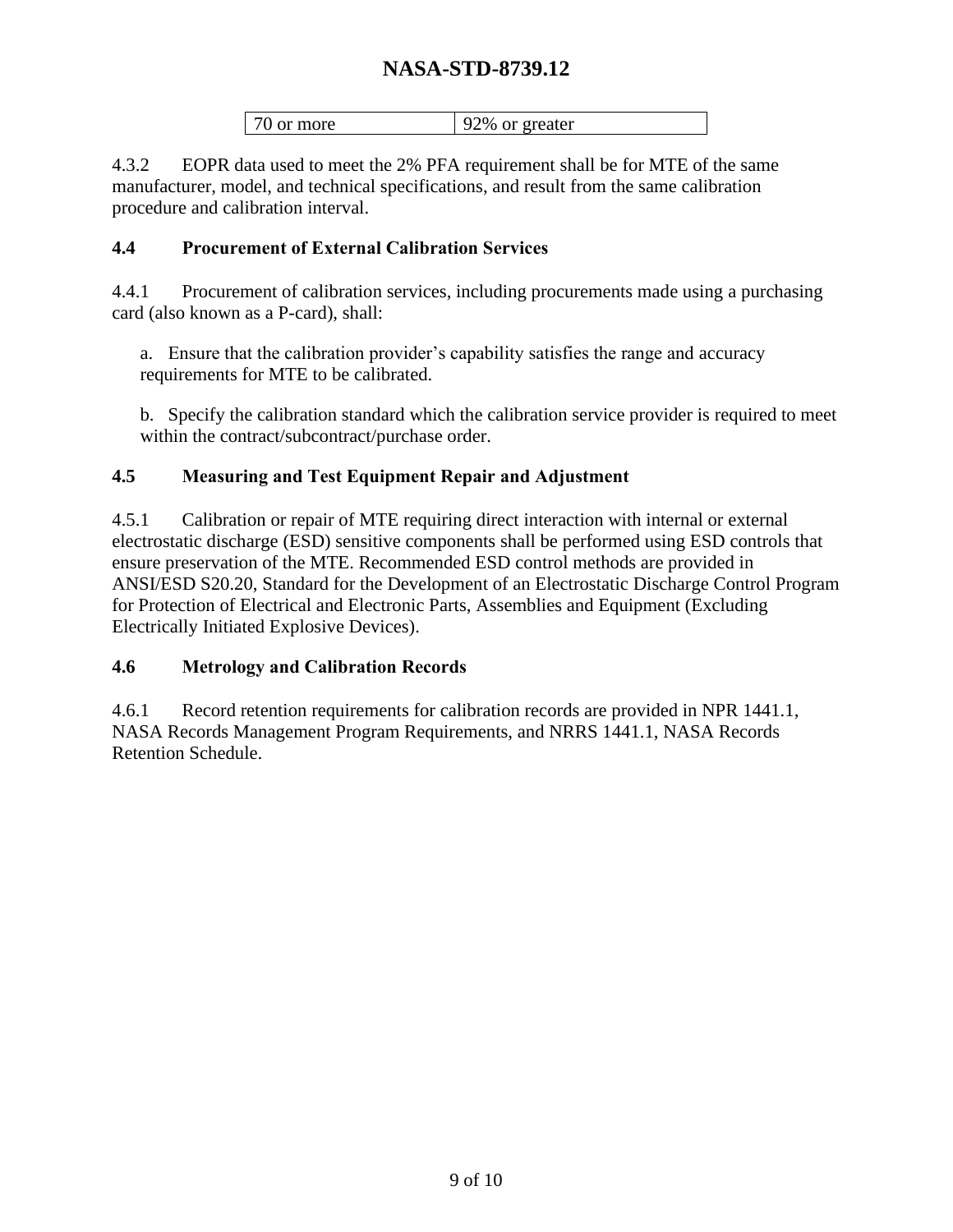| 70 or more | 92% or greater |
|---|---|

4.3.2 EOPR data used to meet the 2% PFA requirement shall be for MTE of the same manufacturer, model, and technical specifications, and result from the same calibration procedure and calibration interval.

## 4.4 Procurement of External Calibration Services

4.4.1 Procurement of calibration services, including procurements made using a purchasing card (also known as a P-card), shall:

a. Ensure that the calibration provider’s capability satisfies the range and accuracy requirements for MTE to be calibrated.

b. Specify the calibration standard which the calibration service provider is required to meet within the contract/subcontract/purchase order.

## 4.5 Measuring and Test Equipment Repair and Adjustment

4.5.1 Calibration or repair of MTE requiring direct interaction with internal or external electrostatic discharge (ESD) sensitive components shall be performed using ESD controls that ensure preservation of the MTE. Recommended ESD control methods are provided in ANSI/ESD S20.20, Standard for the Development of an Electrostatic Discharge Control Program for Protection of Electrical and Electronic Parts, Assemblies and Equipment (Excluding Electrically Initiated Explosive Devices).

## 4.6 Metrology and Calibration Records

4.6.1 Record retention requirements for calibration records are provided in NPR 1441.1, NASA Records Management Program Requirements, and NRRS 1441.1, NASA Records Retention Schedule.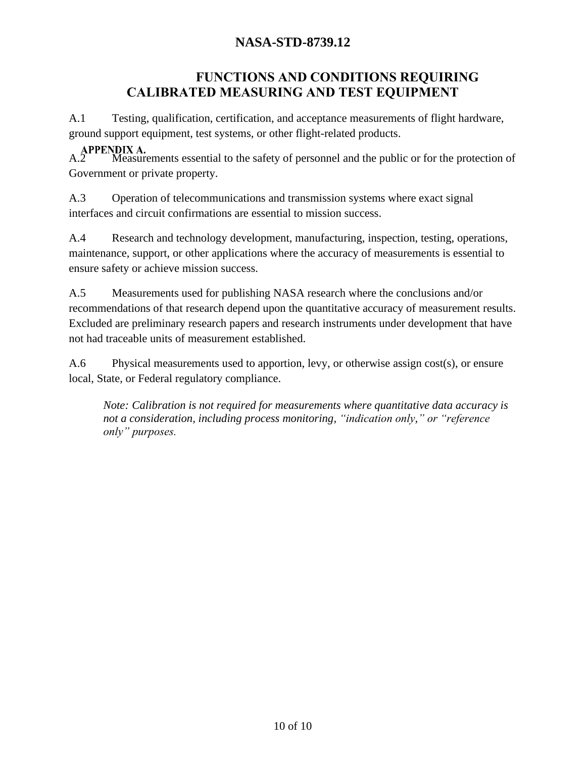# APPENDIX A. FUNCTIONS AND CONDITIONS REQUIRING CALIBRATED MEASURING AND TEST EQUIPMENT

A.1 Testing, qualification, certification, and acceptance measurements of flight hardware, ground support equipment, test systems, or other flight-related products.

A.2 Measurements essential to the safety of personnel and the public or for the protection of Government or private property.

A.3 Operation of telecommunications and transmission systems where exact signal interfaces and circuit confirmations are essential to mission success.

A.4 Research and technology development, manufacturing, inspection, testing, operations, maintenance, support, or other applications where the accuracy of measurements is essential to ensure safety or achieve mission success.

A.5 Measurements used for publishing NASA research where the conclusions and/or recommendations of that research depend upon the quantitative accuracy of measurement results. Excluded are preliminary research papers and research instruments under development that have not had traceable units of measurement established.

A.6 Physical measurements used to apportion, levy, or otherwise assign cost(s), or ensure local, State, or Federal regulatory compliance.

*Note: Calibration is not required for measurements where quantitative data accuracy is not a consideration, including process monitoring, "indication only," or "reference only" purposes.*